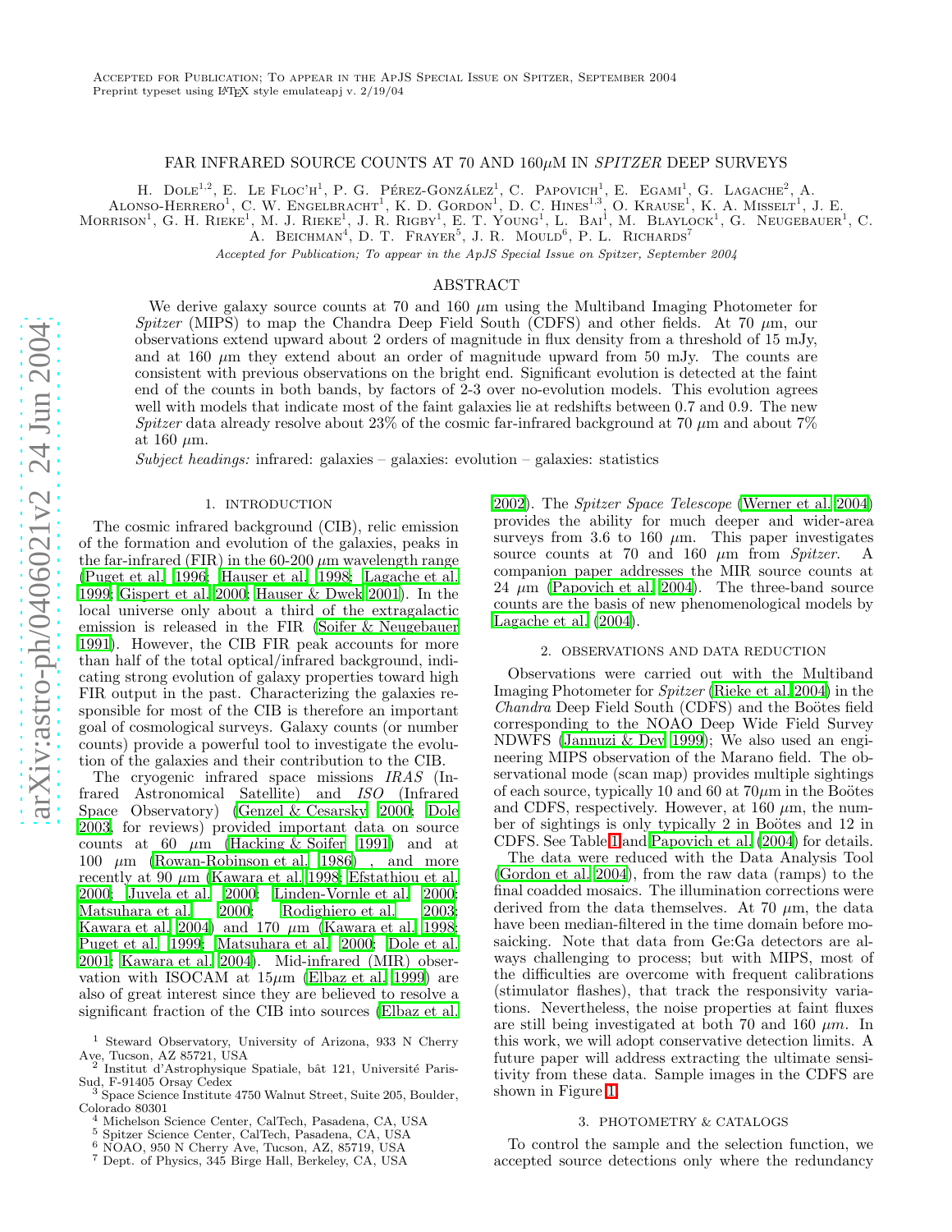Accepted for Publication; To appear in the ApJS Special Issue on Spitzer, September 2004
Preprint typeset using LaTeX style emulateapj v. 2/19/04

# FAR INFRARED SOURCE COUNTS AT 70 AND 160$\mu$M IN *SPITZER* DEEP SURVEYS

H. Dole[1,2], E. Le Floc'h[1], P. G. Pérez-González[1], C. Papovich[1], E. Egami[1], G. Lagache[2], A. Alonso-Herrero[1], C. W. Engelbracht[1], K. D. Gordon[1], D. C. Hines[1,3], O. Krause[1], K. A. Misselt[1], J. E. Morrison[1], G. H. Rieke[1], M. J. Rieke[1], J. R. Rigby[1], E. T. Young[1], L. Bai[1], M. Blaylock[1], G. Neugebauer[1], C. A. Beichman[4], D. T. Frayer[5], J. R. Mould[6], P. L. Richards[7]

*Accepted for Publication; To appear in the ApJS Special Issue on Spitzer, September 2004*

## ABSTRACT

We derive galaxy source counts at 70 and 160 $\mu$m using the Multiband Imaging Photometer for *Spitzer* (MIPS) to map the Chandra Deep Field South (CDFS) and other fields. At 70 $\mu$m, our observations extend upward about 2 orders of magnitude in flux density from a threshold of 15 mJy, and at 160 $\mu$m they extend about an order of magnitude upward from 50 mJy. The counts are consistent with previous observations on the bright end. Significant evolution is detected at the faint end of the counts in both bands, by factors of 2-3 over no-evolution models. This evolution agrees well with models that indicate most of the faint galaxies lie at redshifts between 0.7 and 0.9. The new *Spitzer* data already resolve about 23% of the cosmic far-infrared background at 70 $\mu$m and about 7% at 160 $\mu$m.

*Subject headings:* infrared: galaxies – galaxies: evolution – galaxies: statistics

## 1. INTRODUCTION

The cosmic infrared background (CIB), relic emission of the formation and evolution of the galaxies, peaks in the far-infrared (FIR) in the 60-200 $\mu$m wavelength range (Puget et al. 1996; Hauser et al. 1998; Lagache et al. 1999; Gispert et al. 2000; Hauser & Dwek 2001). In the local universe only about a third of the extragalactic emission is released in the FIR (Soifer & Neugebauer 1991). However, the CIB FIR peak accounts for more than half of the total optical/infrared background, indicating strong evolution of galaxy properties toward high FIR output in the past. Characterizing the galaxies responsible for most of the CIB is therefore an important goal of cosmological surveys. Galaxy counts (or number counts) provide a powerful tool to investigate the evolution of the galaxies and their contribution to the CIB.

The cryogenic infrared space missions *IRAS* (Infrared Astronomical Satellite) and *ISO* (Infrared Space Observatory) (Genzel & Cesarsky 2000; Dole 2003, for reviews) provided important data on source counts at 60 $\mu$m (Hacking & Soifer 1991) and at 100 $\mu$m (Rowan-Robinson et al. 1986) , and more recently at 90 $\mu$m (Kawara et al. 1998; Efstathiou et al. 2000; Juvela et al. 2000; Linden-Vornle et al. 2000; Matsuhara et al. 2000; Rodighiero et al. 2003; Kawara et al. 2004) and 170 $\mu$m (Kawara et al. 1998; Puget et al. 1999; Matsuhara et al. 2000; Dole et al. 2001; Kawara et al. 2004). Mid-infrared (MIR) observation with ISOCAM at 15$\mu$m (Elbaz et al. 1999) are also of great interest since they are believed to resolve a significant fraction of the CIB into sources (Elbaz et al. 2002). The *Spitzer Space Telescope* (Werner et al. 2004) provides the ability for much deeper and wider-area surveys from 3.6 to 160 $\mu$m. This paper investigates source counts at 70 and 160 $\mu$m from *Spitzer*. A companion paper addresses the MIR source counts at 24 $\mu$m (Papovich et al. 2004). The three-band source counts are the basis of new phenomenological models by Lagache et al. (2004).

## 2. OBSERVATIONS AND DATA REDUCTION

Observations were carried out with the Multiband Imaging Photometer for *Spitzer* (Rieke et al. 2004) in the *Chandra* Deep Field South (CDFS) and the Boötes field corresponding to the NOAO Deep Wide Field Survey NDWFS (Jannuzi & Dey 1999); We also used an engineering MIPS observation of the Marano field. The observational mode (scan map) provides multiple sightings of each source, typically 10 and 60 at 70$\mu$m in the Boötes and CDFS, respectively. However, at 160 $\mu$m, the number of sightings is only typically 2 in Boötes and 12 in CDFS. See Table 1 and Papovich et al. (2004) for details.

The data were reduced with the Data Analysis Tool (Gordon et al. 2004), from the raw data (ramps) to the final coadded mosaics. The illumination corrections were derived from the data themselves. At 70 $\mu$m, the data have been median-filtered in the time domain before mosaicking. Note that data from Ge:Ga detectors are always challenging to process; but with MIPS, most of the difficulties are overcome with frequent calibrations (stimulator flashes), that track the responsivity variations. Nevertheless, the noise properties at faint fluxes are still being investigated at both 70 and 160 $\mu m$. In this work, we will adopt conservative detection limits. A future paper will address extracting the ultimate sensitivity from these data. Sample images in the CDFS are shown in Figure 1.

## 3. PHOTOMETRY & CATALOGS

To control the sample and the selection function, we accepted source detections only where the redundancy

---

[1] Steward Observatory, University of Arizona, 933 N Cherry Ave, Tucson, AZ 85721, USA
[2] Institut d'Astrophysique Spatiale, bât 121, Université Paris-Sud, F-91405 Orsay Cedex
[3] Space Science Institute 4750 Walnut Street, Suite 205, Boulder, Colorado 80301
[4] Michelson Science Center, CalTech, Pasadena, CA, USA
[5] Spitzer Science Center, CalTech, Pasadena, CA, USA
[6] NOAO, 950 N Cherry Ave, Tucson, AZ, 85719, USA
[7] Dept. of Physics, 345 Birge Hall, Berkeley, CA, USA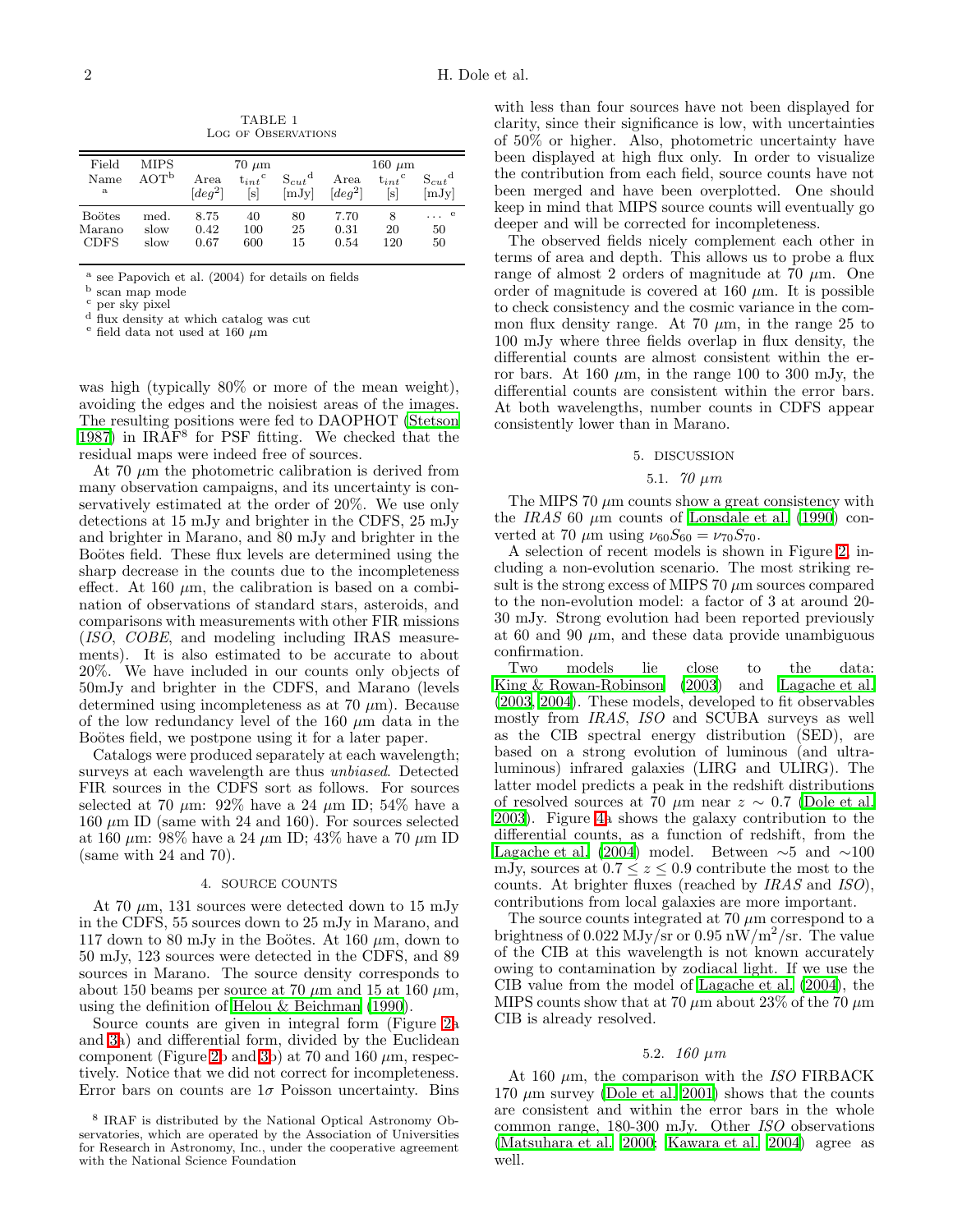TABLE 1
Log of Observations

| Field Name [a] | MIPS AOT[b] | 70 μm Area [$deg^2$] | 70 μm $t_{int}$[c] [s] | 70 μm $S_{cut}$[d] [mJy] | 160 μm Area [$deg^2$] | 160 μm $t_{int}$[c] [s] | 160 μm $S_{cut}$[d] [mJy] |
|---|---|---|---|---|---|---|---|
| Boötes | med. | 8.75 | 40 | 80 | 7.70 | 8 | … [e] |
| Marano | slow | 0.42 | 100 | 25 | 0.31 | 20 | 50 |
| CDFS | slow | 0.67 | 600 | 15 | 0.54 | 120 | 50 |

[a] see Papovich et al. (2004) for details on fields
[b] scan map mode
[c] per sky pixel
[d] flux density at which catalog was cut
[e] field data not used at 160 μm

was high (typically 80% or more of the mean weight), avoiding the edges and the noisiest areas of the images. The resulting positions were fed to DAOPHOT (Stetson 1987) in IRAF[8] for PSF fitting. We checked that the residual maps were indeed free of sources.

At 70 μm the photometric calibration is derived from many observation campaigns, and its uncertainty is conservatively estimated at the order of 20%. We use only detections at 15 mJy and brighter in the CDFS, 25 mJy and brighter in Marano, and 80 mJy and brighter in the Boötes field. These flux levels are determined using the sharp decrease in the counts due to the incompleteness effect. At 160 μm, the calibration is based on a combination of observations of standard stars, asteroids, and comparisons with measurements with other FIR missions (*ISO*, *COBE*, and modeling including IRAS measurements). It is also estimated to be accurate to about 20%. We have included in our counts only objects of 50mJy and brighter in the CDFS, and Marano (levels determined using incompleteness as at 70 μm). Because of the low redundancy level of the 160 μm data in the Boötes field, we postpone using it for a later paper.

Catalogs were produced separately at each wavelength; surveys at each wavelength are thus *unbiased*. Detected FIR sources in the CDFS sort as follows. For sources selected at 70 μm: 92% have a 24 μm ID; 54% have a 160 μm ID (same with 24 and 160). For sources selected at 160 μm: 98% have a 24 μm ID; 43% have a 70 μm ID (same with 24 and 70).

## 4. SOURCE COUNTS

At 70 μm, 131 sources were detected down to 15 mJy in the CDFS, 55 sources down to 25 mJy in Marano, and 117 down to 80 mJy in the Boötes. At 160 μm, down to 50 mJy, 123 sources were detected in the CDFS, and 89 sources in Marano. The source density corresponds to about 150 beams per source at 70 μm and 15 at 160 μm, using the definition of Helou & Beichman (1990).

Source counts are given in integral form (Figure 2a and 3a) and differential form, divided by the Euclidean component (Figure 2b and 3b) at 70 and 160 μm, respectively. Notice that we did not correct for incompleteness. Error bars on counts are 1σ Poisson uncertainty. Bins with less than four sources have not been displayed for clarity, since their significance is low, with uncertainties of 50% or higher. Also, photometric uncertainty have been displayed at high flux only. In order to visualize the contribution from each field, source counts have not been merged and have been overplotted. One should keep in mind that MIPS source counts will eventually go deeper and will be corrected for incompleteness.

The observed fields nicely complement each other in terms of area and depth. This allows us to probe a flux range of almost 2 orders of magnitude at 70 μm. One order of magnitude is covered at 160 μm. It is possible to check consistency and the cosmic variance in the common flux density range. At 70 μm, in the range 25 to 100 mJy where three fields overlap in flux density, the differential counts are almost consistent within the error bars. At 160 μm, in the range 100 to 300 mJy, the differential counts are consistent within the error bars. At both wavelengths, number counts in CDFS appear consistently lower than in Marano.

## 5. DISCUSSION

### 5.1. *70 μm*

The MIPS 70 μm counts show a great consistency with the *IRAS* 60 μm counts of Lonsdale et al. (1990) converted at 70 μm using $\nu_{60} S_{60} = \nu_{70} S_{70}$.

A selection of recent models is shown in Figure 2, including a non-evolution scenario. The most striking result is the strong excess of MIPS 70 μm sources compared to the non-evolution model: a factor of 3 at around 20-30 mJy. Strong evolution had been reported previously at 60 and 90 μm, and these data provide unambiguous confirmation.

Two models lie close to the data: King & Rowan-Robinson (2003) and Lagache et al. (2003, 2004). These models, developed to fit observables mostly from *IRAS*, *ISO* and SCUBA surveys as well as the CIB spectral energy distribution (SED), are based on a strong evolution of luminous (and ultra-luminous) infrared galaxies (LIRG and ULIRG). The latter model predicts a peak in the redshift distributions of resolved sources at 70 μm near $z \sim 0.7$ (Dole et al. 2003). Figure 4a shows the galaxy contribution to the differential counts, as a function of redshift, from the Lagache et al. (2004) model. Between ∼5 and ∼100 mJy, sources at $0.7 \leq z \leq 0.9$ contribute the most to the counts. At brighter fluxes (reached by *IRAS* and *ISO*), contributions from local galaxies are more important.

The source counts integrated at 70 μm correspond to a brightness of 0.022 MJy/sr or 0.95 nW/m$^2$/sr. The value of the CIB at this wavelength is not known accurately owing to contamination by zodiacal light. If we use the CIB value from the model of Lagache et al. (2004), the MIPS counts show that at 70 μm about 23% of the 70 μm CIB is already resolved.

### 5.2. *160 μm*

At 160 μm, the comparison with the *ISO* FIRBACK 170 μm survey (Dole et al. 2001) shows that the counts are consistent and within the error bars in the whole common range, 180-300 mJy. Other *ISO* observations (Matsuhara et al. 2000; Kawara et al. 2004) agree as well.

[8] IRAF is distributed by the National Optical Astronomy Observatories, which are operated by the Association of Universities for Research in Astronomy, Inc., under the cooperative agreement with the National Science Foundation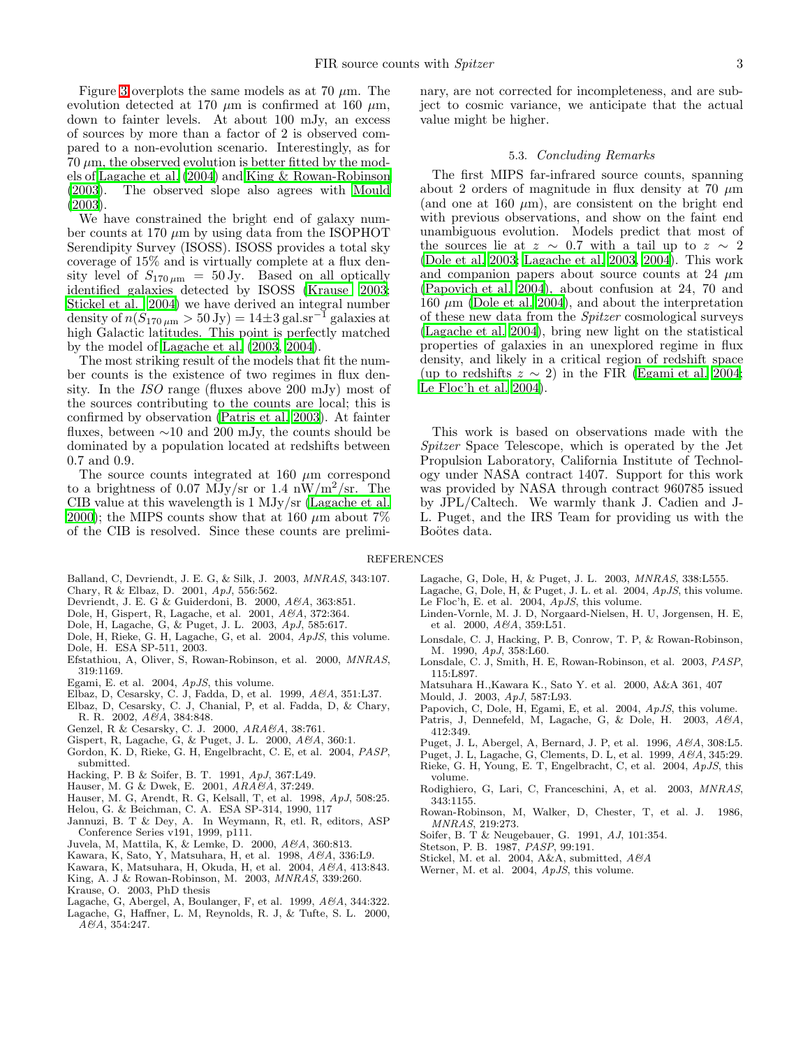Figure 3 overplots the same models as at 70 $\mu$m. The evolution detected at 170 $\mu$m is confirmed at 160 $\mu$m, down to fainter levels. At about 100 mJy, an excess of sources by more than a factor of 2 is observed compared to a non-evolution scenario. Interestingly, as for 70 $\mu$m, the observed evolution is better fitted by the models of Lagache et al. (2004) and King & Rowan-Robinson (2003). The observed slope also agrees with Mould (2003).

We have constrained the bright end of galaxy number counts at 170 $\mu$m by using data from the ISOPHOT Serendipity Survey (ISOSS). ISOSS provides a total sky coverage of 15% and is virtually complete at a flux density level of $S_{170\,\mu\mathrm{m}} = 50\,\mathrm{Jy}$. Based on all optically identified galaxies detected by ISOSS (Krause 2003; Stickel et al. 2004) we have derived an integral number density of $n(S_{170\,\mu\mathrm{m}} > 50\,\mathrm{Jy}) = 14{\pm}3\,\mathrm{gal.sr}^{-1}$ galaxies at high Galactic latitudes. This point is perfectly matched by the model of Lagache et al. (2003, 2004).

The most striking result of the models that fit the number counts is the existence of two regimes in flux density. In the *ISO* range (fluxes above 200 mJy) most of the sources contributing to the counts are local; this is confirmed by observation (Patris et al. 2003). At fainter fluxes, between $\sim$10 and 200 mJy, the counts should be dominated by a population located at redshifts between 0.7 and 0.9.

The source counts integrated at 160 $\mu$m correspond to a brightness of 0.07 MJy/sr or 1.4 nW/m$^2$/sr. The CIB value at this wavelength is 1 MJy/sr (Lagache et al. 2000); the MIPS counts show that at 160 $\mu$m about 7% of the CIB is resolved. Since these counts are preliminary, are not corrected for incompleteness, and are subject to cosmic variance, we anticipate that the actual value might be higher.

### 5.3. *Concluding Remarks*

The first MIPS far-infrared source counts, spanning about 2 orders of magnitude in flux density at 70 $\mu$m (and one at 160 $\mu$m), are consistent on the bright end with previous observations, and show on the faint end unambiguous evolution. Models predict that most of the sources lie at $z \sim 0.7$ with a tail up to $z \sim 2$ (Dole et al. 2003; Lagache et al. 2003, 2004). This work and companion papers about source counts at 24 $\mu$m (Papovich et al. 2004), about confusion at 24, 70 and 160 $\mu$m (Dole et al. 2004), and about the interpretation of these new data from the *Spitzer* cosmological surveys (Lagache et al. 2004), bring new light on the statistical properties of galaxies in an unexplored regime in flux density, and likely in a critical region of redshift space (up to redshifts $z \sim 2$) in the FIR (Egami et al. 2004; Le Floc'h et al. 2004).

This work is based on observations made with the *Spitzer* Space Telescope, which is operated by the Jet Propulsion Laboratory, California Institute of Technology under NASA contract 1407. Support for this work was provided by NASA through contract 960785 issued by JPL/Caltech. We warmly thank J. Cadien and J-L. Puget, and the IRS Team for providing us with the Boötes data.

## REFERENCES

Balland, C, Devriendt, J. E. G, & Silk, J. 2003, *MNRAS*, 343:107.
Chary, R & Elbaz, D. 2001, *ApJ*, 556:562.
Devriendt, J. E. G & Guiderdoni, B. 2000, *A&A*, 363:851.
Dole, H, Gispert, R, Lagache, et al. 2001, *A&A*, 372:364.
Dole, H, Lagache, G, & Puget, J. L. 2003, *ApJ*, 585:617.
Dole, H, Rieke, G. H, Lagache, G, et al. 2004, *ApJS*, this volume.
Dole, H. ESA SP-511, 2003.
Efstathiou, A, Oliver, S, Rowan-Robinson, et al. 2000, *MNRAS*, 319:1169.
Egami, E. et al. 2004, *ApJS*, this volume.
Elbaz, D, Cesarsky, C. J, Fadda, D, et al. 1999, *A&A*, 351:L37.
Elbaz, D, Cesarsky, C. J, Chanial, P, et al. Fadda, D, & Chary, R. R. 2002, *A&A*, 384:848.
Genzel, R & Cesarsky, C. J. 2000, *ARA&A*, 38:761.
Gispert, R, Lagache, G, & Puget, J. L. 2000, *A&A*, 360:1.
Gordon, K. D, Rieke, G. H, Engelbracht, C. E, et al. 2004, *PASP*, submitted.
Hacking, P. B & Soifer, B. T. 1991, *ApJ*, 367:L49.
Hauser, M. G & Dwek, E. 2001, *ARA&A*, 37:249.
Hauser, M. G, Arendt, R. G, Kelsall, T, et al. 1998, *ApJ*, 508:25.
Helou, G. & Beichman, C. A. ESA SP-314, 1990, 117
Jannuzi, B. T & Dey, A. In Weymann, R, etl. R, editors, ASP Conference Series v191, 1999, p111.
Juvela, M, Mattila, K, & Lemke, D. 2000, *A&A*, 360:813.
Kawara, K, Sato, Y, Matsuhara, H, et al. 1998, *A&A*, 336:L9.
Kawara, K, Matsuhara, H, Okuda, H, et al. 2004, *A&A*, 413:843.
King, A. J & Rowan-Robinson, M. 2003, *MNRAS*, 339:260.
Krause, O. 2003, PhD thesis
Lagache, G, Abergel, A, Boulanger, F, et al. 1999, *A&A*, 344:322.
Lagache, G, Haffner, L. M, Reynolds, R. J, & Tufte, S. L. 2000, *A&A*, 354:247.
Lagache, G, Dole, H, & Puget, J. L. 2003, *MNRAS*, 338:L555.
Lagache, G, Dole, H, & Puget, J. L. et al. 2004, *ApJS*, this volume.
Le Floc'h, E. et al. 2004, *ApJS*, this volume.
Linden-Vornle, M. J. D, Norgaard-Nielsen, H. U, Jorgensen, H. E, et al. 2000, *A&A*, 359:L51.
Lonsdale, C. J, Hacking, P. B, Conrow, T. P, & Rowan-Robinson, M. 1990, *ApJ*, 358:L60.
Lonsdale, C. J, Smith, H. E, Rowan-Robinson, et al. 2003, *PASP*, 115:L897.
Matsuhara H.,Kawara K., Sato Y. et al. 2000, A&A 361, 407
Mould, J. 2003, *ApJ*, 587:L93.
Papovich, C, Dole, H, Egami, E, et al. 2004, *ApJS*, this volume.
Patris, J, Dennefeld, M, Lagache, G, & Dole, H. 2003, *A&A*, 412:349.
Puget, J. L, Abergel, A, Bernard, J. P, et al. 1996, *A&A*, 308:L5.
Puget, J. L, Lagache, G, Clements, D. L, et al. 1999, *A&A*, 345:29.
Rieke, G. H, Young, E. T, Engelbracht, C, et al. 2004, *ApJS*, this volume.
Rodighiero, G, Lari, C, Franceschini, A, et al. 2003, *MNRAS*, 343:1155.
Rowan-Robinson, M, Walker, D, Chester, T, et al. J. 1986, *MNRAS*, 219:273.
Soifer, B. T & Neugebauer, G. 1991, *AJ*, 101:354.
Stetson, P. B. 1987, *PASP*, 99:191.
Stickel, M. et al. 2004, A&A, submitted, *A&A*
Werner, M. et al. 2004, *ApJS*, this volume.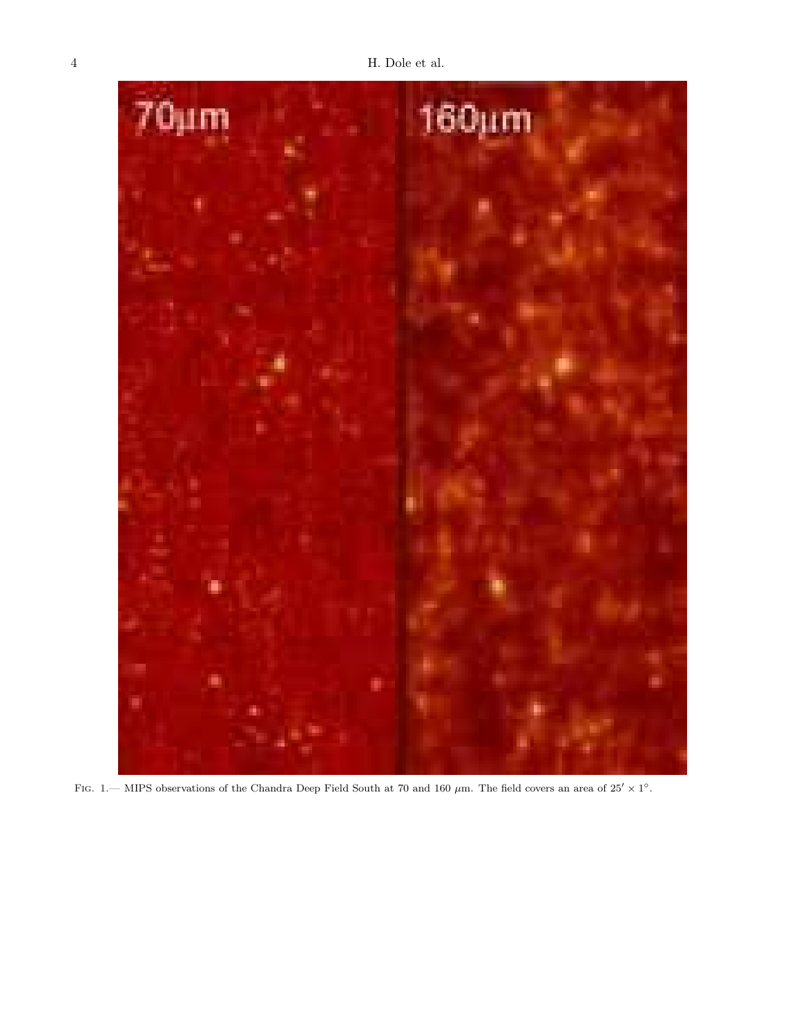Fig. 1.— MIPS observations of the Chandra Deep Field South at 70 and 160 $\mu$m. The field covers an area of $25' \times 1^{\circ}$.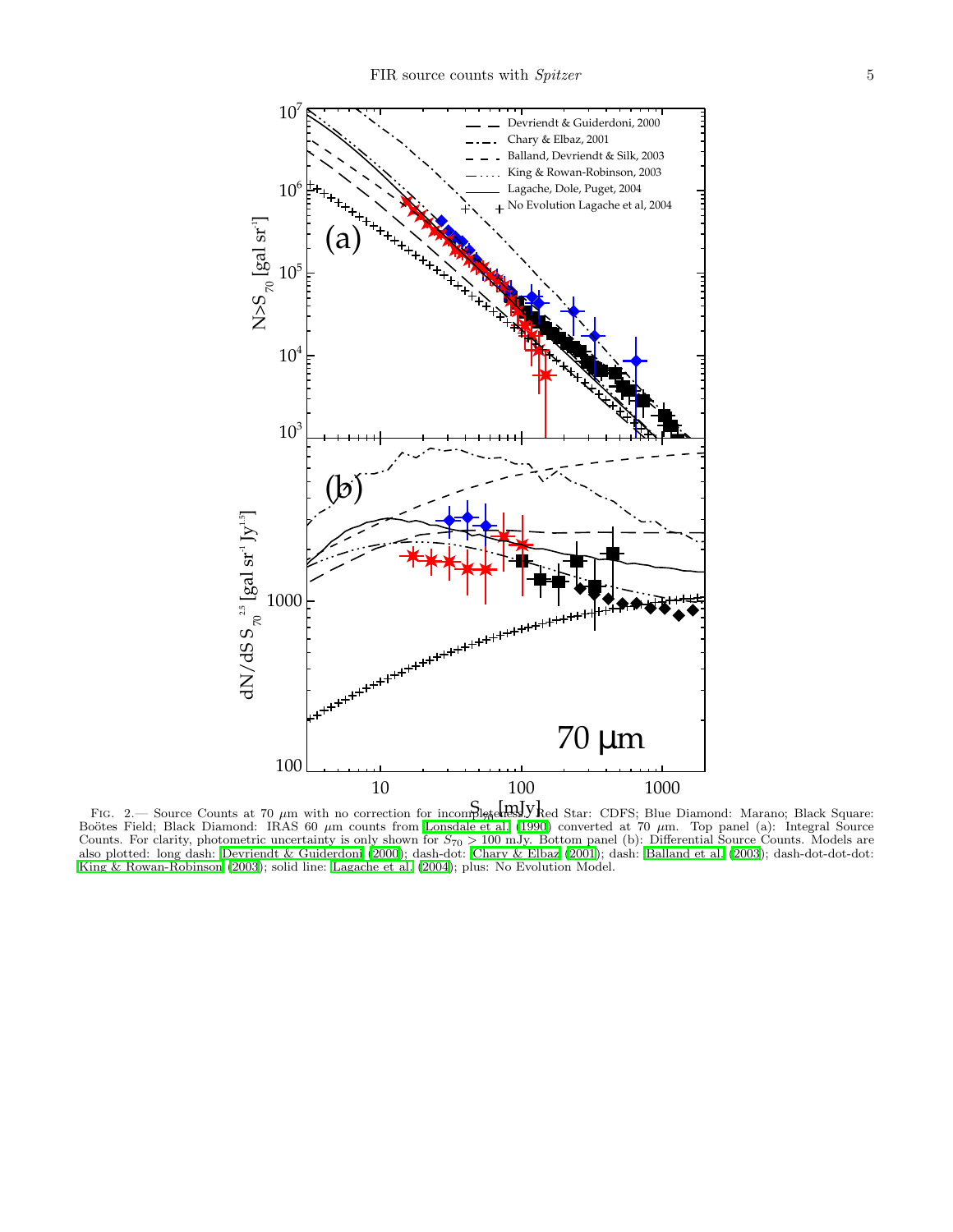Fig. 2.— Source Counts at 70 $\mu$m with no correction for incompleteness. Red Star: CDFS; Blue Diamond: Marano; Black Square: Boötes Field; Black Diamond: IRAS 60 $\mu$m counts from Lonsdale et al. (1990) converted at 70 $\mu$m. Top panel (a): Integral Source Counts. For clarity, photometric uncertainty is only shown for $S_{70} > 100$ mJy. Bottom panel (b): Differential Source Counts. Models are also plotted: long dash: Devriendt & Guiderdoni (2000); dash-dot: Chary & Elbaz (2001); dash: Balland et al. (2003); dash-dot-dot-dot: King & Rowan-Robinson (2003); solid line: Lagache et al. (2004); plus: No Evolution Model.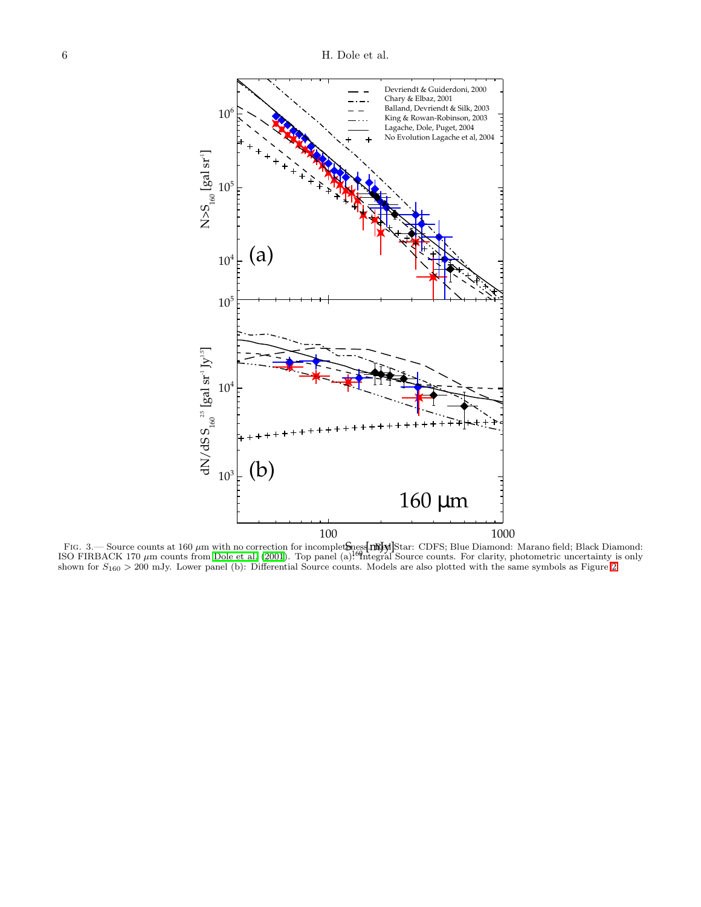Fig. 3.— Source counts at 160 $\mu$m with no correction for incompleteness. Red Star: CDFS; Blue Diamond: Marano field; Black Diamond: ISO FIRBACK 170 $\mu$m counts from Dole et al. (2001). Top panel (a): Integral Source counts. For clarity, photometric uncertainty is only shown for $S_{160} > 200$ mJy. Lower panel (b): Differential Source counts. Models are also plotted with the same symbols as Figure 2.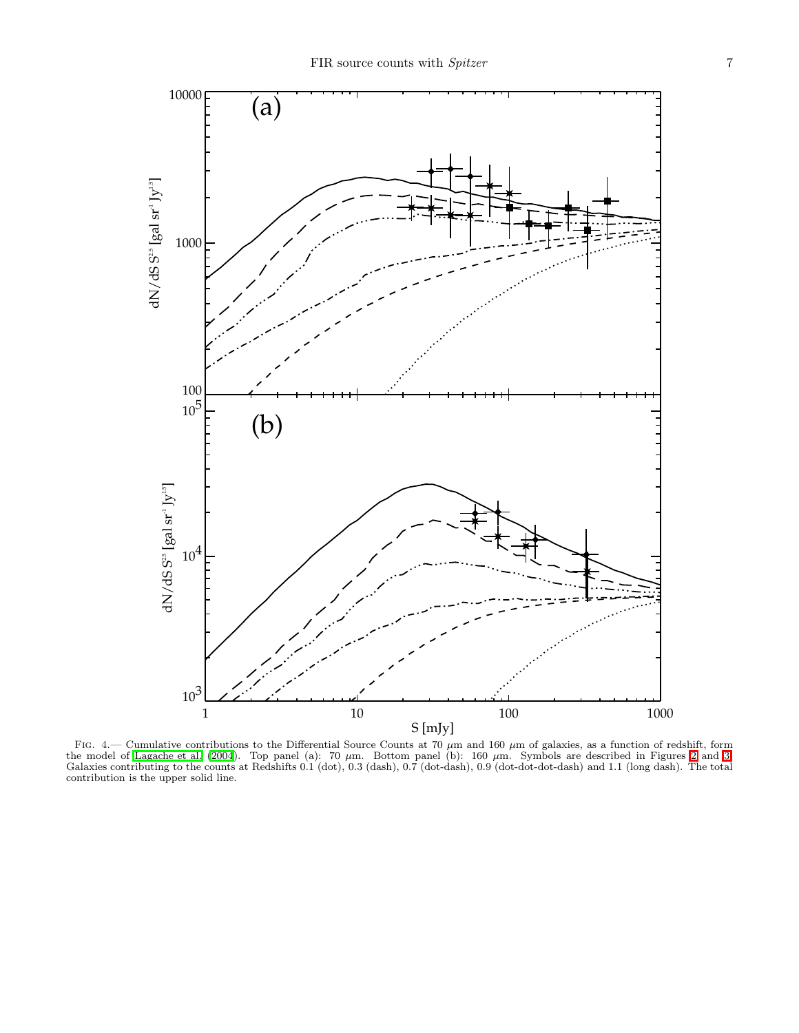(a)

10000

1000

100

dN/dS S$^{2.5}$ [gal sr$^{-1}$ Jy$^{1.5}$]

(b)

$10^5$

$10^4$

$10^3$

dN/dS S$^{2.5}$ [gal sr$^{-1}$ Jy$^{1.5}$]

1

10

100

1000

S [mJy]

Fig. 4.— Cumulative contributions to the Differential Source Counts at 70 $\mu$m and 160 $\mu$m of galaxies, as a function of redshift, form the model of Lagache et al. (2004). Top panel (a): 70 $\mu$m. Bottom panel (b): 160 $\mu$m. Symbols are described in Figures 2 and 3. Galaxies contributing to the counts at Redshifts 0.1 (dot), 0.3 (dash), 0.7 (dot-dash), 0.9 (dot-dot-dot-dash) and 1.1 (long dash). The total contribution is the upper solid line.